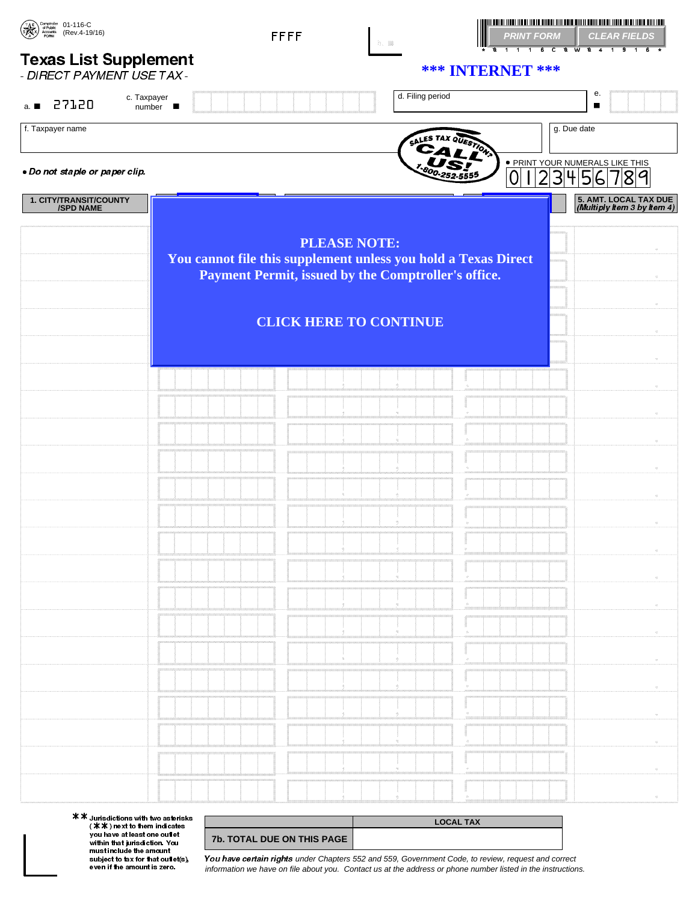01-116-C
(Rev.4-19/16)

FFFF

PRINT FORM | CLEAR FIELDS

# Texas List Supplement

*- DIRECT PAYMENT USE TAX -*

**\*\*\* INTERNET \*\*\***

a. 27120

c. Taxpayer number

d. Filing period

e.

f. Taxpayer name

g. Due date

SALES TAX QUESTIONS? CALL US! 1-800-252-5555

- *Do not staple or paper clip.*

- PRINT YOUR NUMERALS LIKE THIS 0 1 2 3 4 5 6 7 8 9

**PLEASE NOTE:**
**You cannot file this supplement unless you hold a Texas Direct Payment Permit, issued by the Comptroller's office.**

**CLICK HERE TO CONTINUE**

| 1. CITY/TRANSIT/COUNTY /SPD NAME | | | | 5. AMT. LOCAL TAX DUE (Multiply item 3 by item 4) |
|---|---|---|---|---|
| | | | | |
| | | | | |
| | | | | |
| | | | | |
| | | | | |
| | | | | |
| | | | | |
| | | | | |
| | | | | |
| | | | | |
| | | | | |
| | | | | |
| | | | | |
| | | | | |
| | | | | |
| | | | | |
| | | | | |
| | | | | |
| | | | | |
| | | | | |
| | | | | |

\*\* Jurisdictions with two asterisks (\*\*) next to them indicates you have at least one outlet within that jurisdiction. You must include the amount subject to tax for that outlet(s), even if the amount is zero.

| | LOCAL TAX |
|---|---|
| 7b. TOTAL DUE ON THIS PAGE | |

***You have certain rights*** *under Chapters 552 and 559, Government Code, to review, request and correct information we have on file about you. Contact us at the address or phone number listed in the instructions.*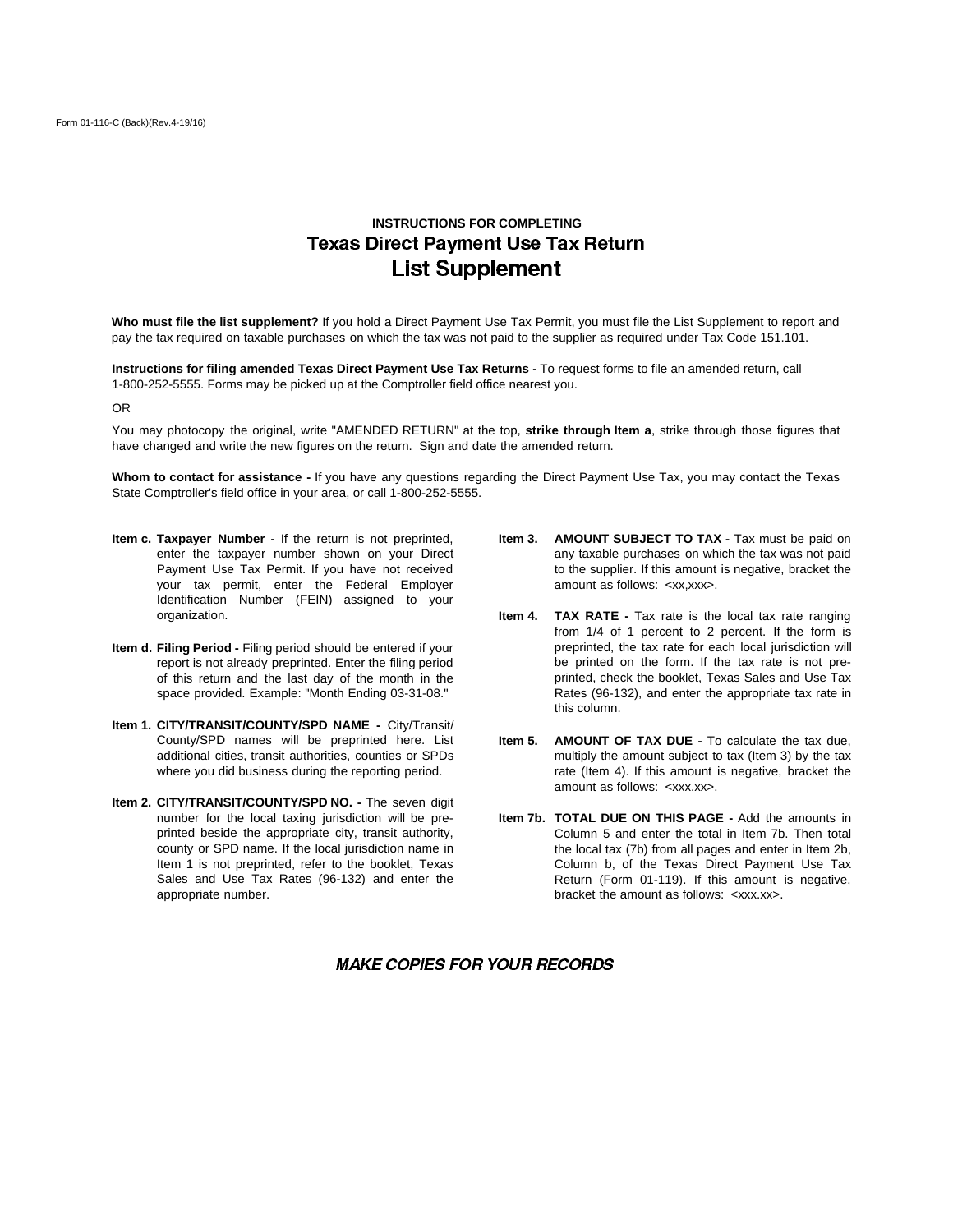Form 01-116-C (Back)(Rev.4-19/16)

#### INSTRUCTIONS FOR COMPLETING

# Texas Direct Payment Use Tax Return
# List Supplement

**Who must file the list supplement?** If you hold a Direct Payment Use Tax Permit, you must file the List Supplement to report and pay the tax required on taxable purchases on which the tax was not paid to the supplier as required under Tax Code 151.101.

**Instructions for filing amended Texas Direct Payment Use Tax Returns -** To request forms to file an amended return, call 1-800-252-5555. Forms may be picked up at the Comptroller field office nearest you.

OR

You may photocopy the original, write "AMENDED RETURN" at the top, **strike through Item a**, strike through those figures that have changed and write the new figures on the return. Sign and date the amended return.

**Whom to contact for assistance -** If you have any questions regarding the Direct Payment Use Tax, you may contact the Texas State Comptroller's field office in your area, or call 1-800-252-5555.

**Item c. Taxpayer Number -** If the return is not preprinted, enter the taxpayer number shown on your Direct Payment Use Tax Permit. If you have not received your tax permit, enter the Federal Employer Identification Number (FEIN) assigned to your organization.

**Item d. Filing Period -** Filing period should be entered if your report is not already preprinted. Enter the filing period of this return and the last day of the month in the space provided. Example: "Month Ending 03-31-08."

**Item 1. CITY/TRANSIT/COUNTY/SPD NAME -** City/Transit/County/SPD names will be preprinted here. List additional cities, transit authorities, counties or SPDs where you did business during the reporting period.

**Item 2. CITY/TRANSIT/COUNTY/SPD NO. -** The seven digit number for the local taxing jurisdiction will be preprinted beside the appropriate city, transit authority, county or SPD name. If the local jurisdiction name in Item 1 is not preprinted, refer to the booklet, Texas Sales and Use Tax Rates (96-132) and enter the appropriate number.

**Item 3. AMOUNT SUBJECT TO TAX -** Tax must be paid on any taxable purchases on which the tax was not paid to the supplier. If this amount is negative, bracket the amount as follows: <xx,xxx>.

**Item 4. TAX RATE -** Tax rate is the local tax rate ranging from 1/4 of 1 percent to 2 percent. If the form is preprinted, the tax rate for each local jurisdiction will be printed on the form. If the tax rate is not preprinted, check the booklet, Texas Sales and Use Tax Rates (96-132), and enter the appropriate tax rate in this column.

**Item 5. AMOUNT OF TAX DUE -** To calculate the tax due, multiply the amount subject to tax (Item 3) by the tax rate (Item 4). If this amount is negative, bracket the amount as follows: <xxx.xx>.

**Item 7b. TOTAL DUE ON THIS PAGE -** Add the amounts in Column 5 and enter the total in Item 7b. Then total the local tax (7b) from all pages and enter in Item 2b, Column b, of the Texas Direct Payment Use Tax Return (Form 01-119). If this amount is negative, bracket the amount as follows: <xxx.xx>.

***MAKE COPIES FOR YOUR RECORDS***